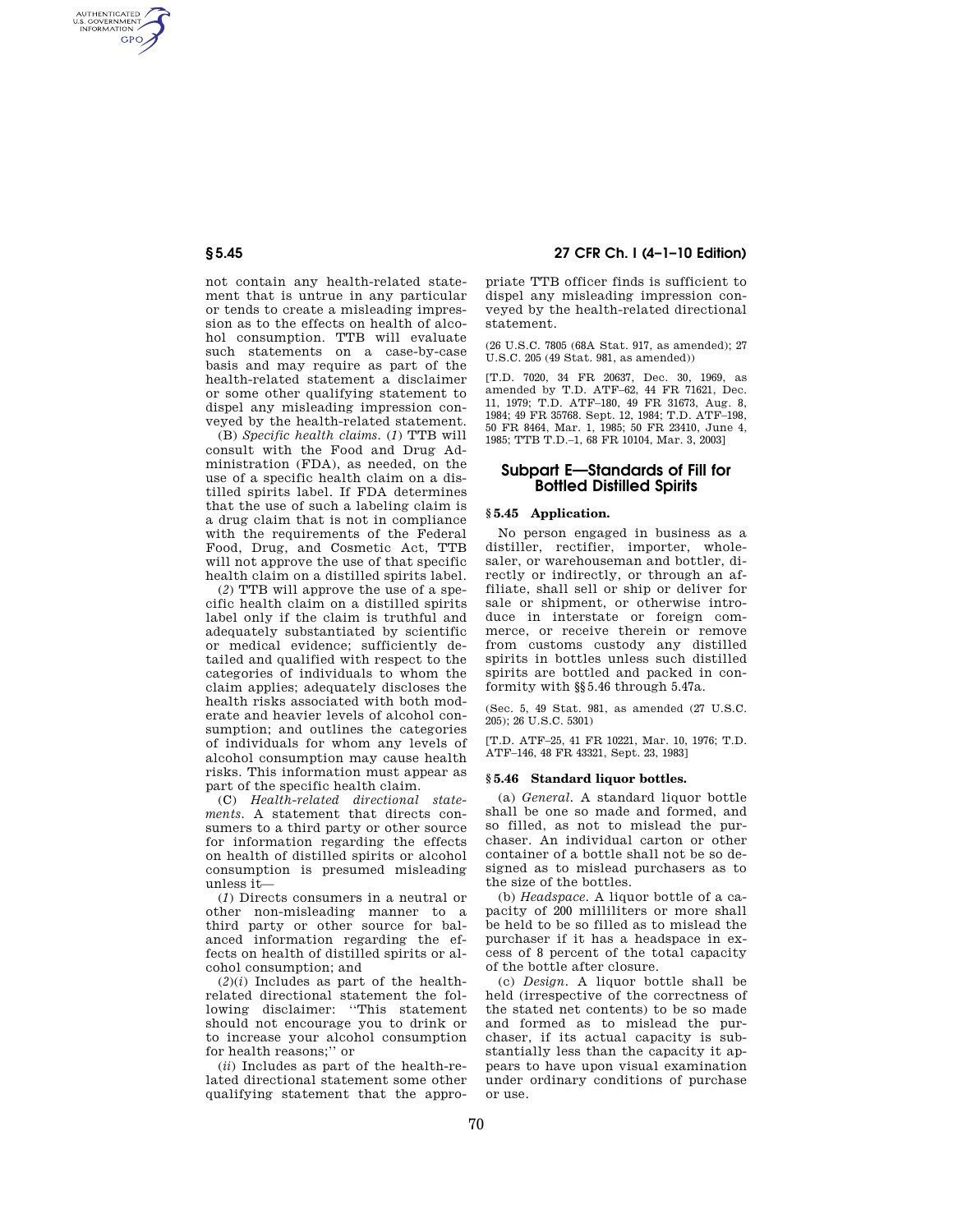not contain any health-related statement that is untrue in any particular or tends to create a misleading impression as to the effects on health of alcohol consumption. TTB will evaluate such statements on a case-by-case basis and may require as part of the health-related statement a disclaimer or some other qualifying statement to dispel any misleading impression conveyed by the health-related statement.

(B) *Specific health claims.* (*1*) TTB will consult with the Food and Drug Administration (FDA), as needed, on the use of a specific health claim on a distilled spirits label. If FDA determines that the use of such a labeling claim is a drug claim that is not in compliance with the requirements of the Federal Food, Drug, and Cosmetic Act, TTB will not approve the use of that specific health claim on a distilled spirits label.

(*2*) TTB will approve the use of a specific health claim on a distilled spirits label only if the claim is truthful and adequately substantiated by scientific or medical evidence; sufficiently detailed and qualified with respect to the categories of individuals to whom the claim applies; adequately discloses the health risks associated with both moderate and heavier levels of alcohol consumption; and outlines the categories of individuals for whom any levels of alcohol consumption may cause health risks. This information must appear as part of the specific health claim.

(C) *Health-related directional statements.* A statement that directs consumers to a third party or other source for information regarding the effects on health of distilled spirits or alcohol consumption is presumed misleading unless it—

(*1*) Directs consumers in a neutral or other non-misleading manner to a third party or other source for balanced information regarding the effects on health of distilled spirits or alcohol consumption; and

(*2*)(*i*) Includes as part of the health-related directional statement the following disclaimer: "This statement should not encourage you to drink or to increase your alcohol consumption for health reasons;" or

(*ii*) Includes as part of the health-related directional statement some other qualifying statement that the appropriate TTB officer finds is sufficient to dispel any misleading impression conveyed by the health-related directional statement.

(26 U.S.C. 7805 (68A Stat. 917, as amended); 27 U.S.C. 205 (49 Stat. 981, as amended))

[T.D. 7020, 34 FR 20637, Dec. 30, 1969, as amended by T.D. ATF–62, 44 FR 71621, Dec. 11, 1979; T.D. ATF–180, 49 FR 31673, Aug. 8, 1984; 49 FR 35768. Sept. 12, 1984; T.D. ATF–198, 50 FR 8464, Mar. 1, 1985; 50 FR 23410, June 4, 1985; TTB T.D.–1, 68 FR 10104, Mar. 3, 2003]

## Subpart E—Standards of Fill for Bottled Distilled Spirits

### § 5.45 Application.

No person engaged in business as a distiller, rectifier, importer, wholesaler, or warehouseman and bottler, directly or indirectly, or through an affiliate, shall sell or ship or deliver for sale or shipment, or otherwise introduce in interstate or foreign commerce, or receive therein or remove from customs custody any distilled spirits in bottles unless such distilled spirits are bottled and packed in conformity with §§ 5.46 through 5.47a.

(Sec. 5, 49 Stat. 981, as amended (27 U.S.C. 205); 26 U.S.C. 5301)

[T.D. ATF–25, 41 FR 10221, Mar. 10, 1976; T.D. ATF–146, 48 FR 43321, Sept. 23, 1983]

### § 5.46 Standard liquor bottles.

(a) *General.* A standard liquor bottle shall be one so made and formed, and so filled, as not to mislead the purchaser. An individual carton or other container of a bottle shall not be so designed as to mislead purchasers as to the size of the bottles.

(b) *Headspace.* A liquor bottle of a capacity of 200 milliliters or more shall be held to be so filled as to mislead the purchaser if it has a headspace in excess of 8 percent of the total capacity of the bottle after closure.

(c) *Design.* A liquor bottle shall be held (irrespective of the correctness of the stated net contents) to be so made and formed as to mislead the purchaser, if its actual capacity is substantially less than the capacity it appears to have upon visual examination under ordinary conditions of purchase or use.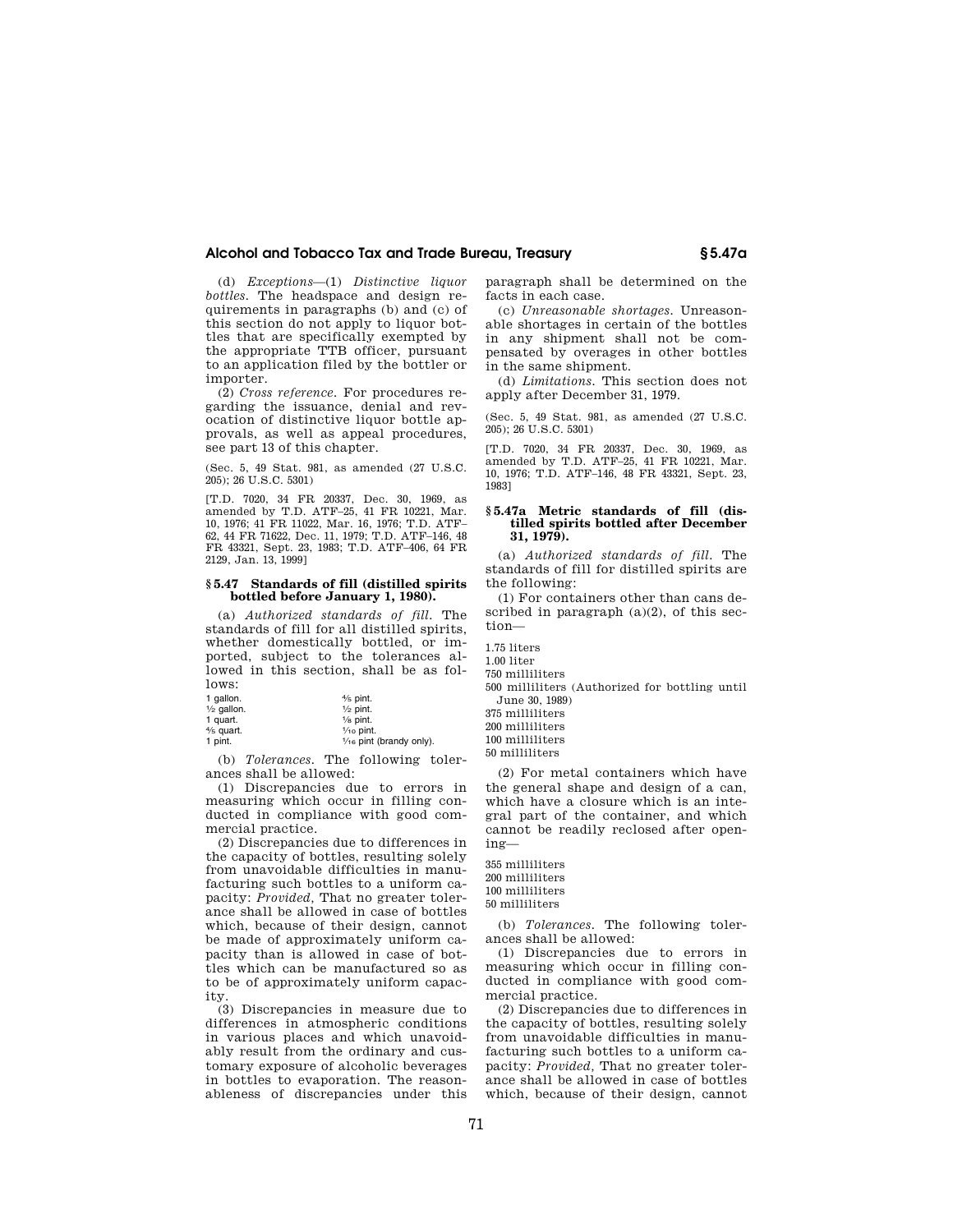(d) *Exceptions*—(1) *Distinctive liquor bottles.* The headspace and design requirements in paragraphs (b) and (c) of this section do not apply to liquor bottles that are specifically exempted by the appropriate TTB officer, pursuant to an application filed by the bottler or importer.

(2) *Cross reference.* For procedures regarding the issuance, denial and revocation of distinctive liquor bottle approvals, as well as appeal procedures, see part 13 of this chapter.

(Sec. 5, 49 Stat. 981, as amended (27 U.S.C. 205); 26 U.S.C. 5301)

[T.D. 7020, 34 FR 20337, Dec. 30, 1969, as amended by T.D. ATF–25, 41 FR 10221, Mar. 10, 1976; 41 FR 11022, Mar. 16, 1976; T.D. ATF–62, 44 FR 71622, Dec. 11, 1979; T.D. ATF–146, 48 FR 43321, Sept. 23, 1983; T.D. ATF–406, 64 FR 2129, Jan. 13, 1999]

### § 5.47 Standards of fill (distilled spirits bottled before January 1, 1980).

(a) *Authorized standards of fill.* The standards of fill for all distilled spirits, whether domestically bottled, or imported, subject to the tolerances allowed in this section, shall be as follows:

| | |
|---|---|
| 1 gallon. | ⅘ pint. |
| ½ gallon. | ½ pint. |
| 1 quart. | ⅛ pint. |
| ⅘ quart. | ¹⁄₁₀ pint. |
| 1 pint. | ¹⁄₁₆ pint (brandy only). |

(b) *Tolerances.* The following tolerances shall be allowed:

(1) Discrepancies due to errors in measuring which occur in filling conducted in compliance with good commercial practice.

(2) Discrepancies due to differences in the capacity of bottles, resulting solely from unavoidable difficulties in manufacturing such bottles to a uniform capacity: *Provided,* That no greater tolerance shall be allowed in case of bottles which, because of their design, cannot be made of approximately uniform capacity than is allowed in case of bottles which can be manufactured so as to be of approximately uniform capacity.

(3) Discrepancies in measure due to differences in atmospheric conditions in various places and which unavoidably result from the ordinary and customary exposure of alcoholic beverages in bottles to evaporation. The reasonableness of discrepancies under this paragraph shall be determined on the facts in each case.

(c) *Unreasonable shortages.* Unreasonable shortages in certain of the bottles in any shipment shall not be compensated by overages in other bottles in the same shipment.

(d) *Limitations.* This section does not apply after December 31, 1979.

(Sec. 5, 49 Stat. 981, as amended (27 U.S.C. 205); 26 U.S.C. 5301)

[T.D. 7020, 34 FR 20337, Dec. 30, 1969, as amended by T.D. ATF–25, 41 FR 10221, Mar. 10, 1976; T.D. ATF–146, 48 FR 43321, Sept. 23, 1983]

### § 5.47a Metric standards of fill (distilled spirits bottled after December 31, 1979).

(a) *Authorized standards of fill.* The standards of fill for distilled spirits are the following:

(1) For containers other than cans described in paragraph (a)(2), of this section—

1.75 liters
1.00 liter
750 milliliters
500 milliliters (Authorized for bottling until June 30, 1989)
375 milliliters
200 milliliters
100 milliliters
50 milliliters

(2) For metal containers which have the general shape and design of a can, which have a closure which is an integral part of the container, and which cannot be readily reclosed after opening—

355 milliliters
200 milliliters
100 milliliters
50 milliliters

(b) *Tolerances.* The following tolerances shall be allowed:

(1) Discrepancies due to errors in measuring which occur in filling conducted in compliance with good commercial practice.

(2) Discrepancies due to differences in the capacity of bottles, resulting solely from unavoidable difficulties in manufacturing such bottles to a uniform capacity: *Provided,* That no greater tolerance shall be allowed in case of bottles which, because of their design, cannot